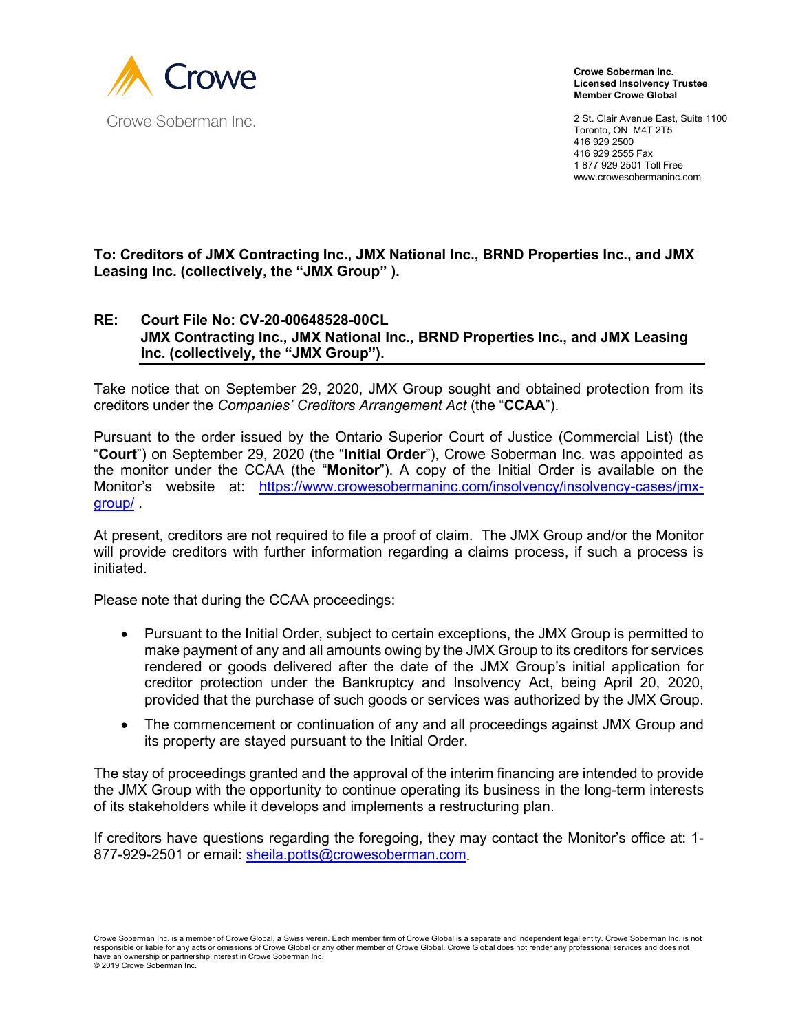Crowe

Crowe Soberman Inc.

**Crowe Soberman Inc.**
**Licensed Insolvency Trustee**
**Member Crowe Global**

2 St. Clair Avenue East, Suite 1100
Toronto, ON M4T 2T5
416 929 2500
416 929 2555 Fax
1 877 929 2501 Toll Free
www.crowesobermaninc.com

**To: Creditors of JMX Contracting Inc., JMX National Inc., BRND Properties Inc., and JMX Leasing Inc. (collectively, the "JMX Group" ).**

**RE: Court File No: CV-20-00648528-00CL**
**JMX Contracting Inc., JMX National Inc., BRND Properties Inc., and JMX Leasing Inc. (collectively, the "JMX Group").**

Take notice that on September 29, 2020, JMX Group sought and obtained protection from its creditors under the *Companies' Creditors Arrangement Act* (the "**CCAA**").

Pursuant to the order issued by the Ontario Superior Court of Justice (Commercial List) (the "**Court**") on September 29, 2020 (the "**Initial Order**"), Crowe Soberman Inc. was appointed as the monitor under the CCAA (the "**Monitor**"). A copy of the Initial Order is available on the Monitor's website at: [https://www.crowesobermaninc.com/insolvency/insolvency-cases/jmx-group/](https://www.crowesobermaninc.com/insolvency/insolvency-cases/jmx-group/) .

At present, creditors are not required to file a proof of claim. The JMX Group and/or the Monitor will provide creditors with further information regarding a claims process, if such a process is initiated.

Please note that during the CCAA proceedings:

- Pursuant to the Initial Order, subject to certain exceptions, the JMX Group is permitted to make payment of any and all amounts owing by the JMX Group to its creditors for services rendered or goods delivered after the date of the JMX Group's initial application for creditor protection under the Bankruptcy and Insolvency Act, being April 20, 2020, provided that the purchase of such goods or services was authorized by the JMX Group.
- The commencement or continuation of any and all proceedings against JMX Group and its property are stayed pursuant to the Initial Order.

The stay of proceedings granted and the approval of the interim financing are intended to provide the JMX Group with the opportunity to continue operating its business in the long-term interests of its stakeholders while it develops and implements a restructuring plan.

If creditors have questions regarding the foregoing, they may contact the Monitor's office at: 1-877-929-2501 or email: [sheila.potts@crowesoberman.com](mailto:sheila.potts@crowesoberman.com).

Crowe Soberman Inc. is a member of Crowe Global, a Swiss verein. Each member firm of Crowe Global is a separate and independent legal entity. Crowe Soberman Inc. is not responsible or liable for any acts or omissions of Crowe Global or any other member of Crowe Global. Crowe Global does not render any professional services and does not have an ownership or partnership interest in Crowe Soberman Inc.
© 2019 Crowe Soberman Inc.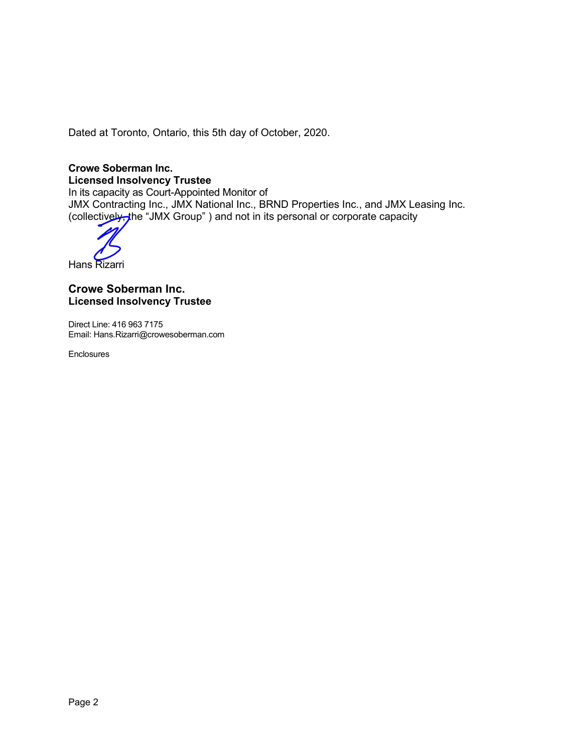Dated at Toronto, Ontario, this 5th day of October, 2020.

**Crowe Soberman Inc.**
**Licensed Insolvency Trustee**
In its capacity as Court-Appointed Monitor of
JMX Contracting Inc., JMX National Inc., BRND Properties Inc., and JMX Leasing Inc.
(collectively, the "JMX Group" ) and not in its personal or corporate capacity

Hans Rizarri

**Crowe Soberman Inc.**
**Licensed Insolvency Trustee**

Direct Line: 416 963 7175
Email: Hans.Rizarri@crowesoberman.com

Enclosures